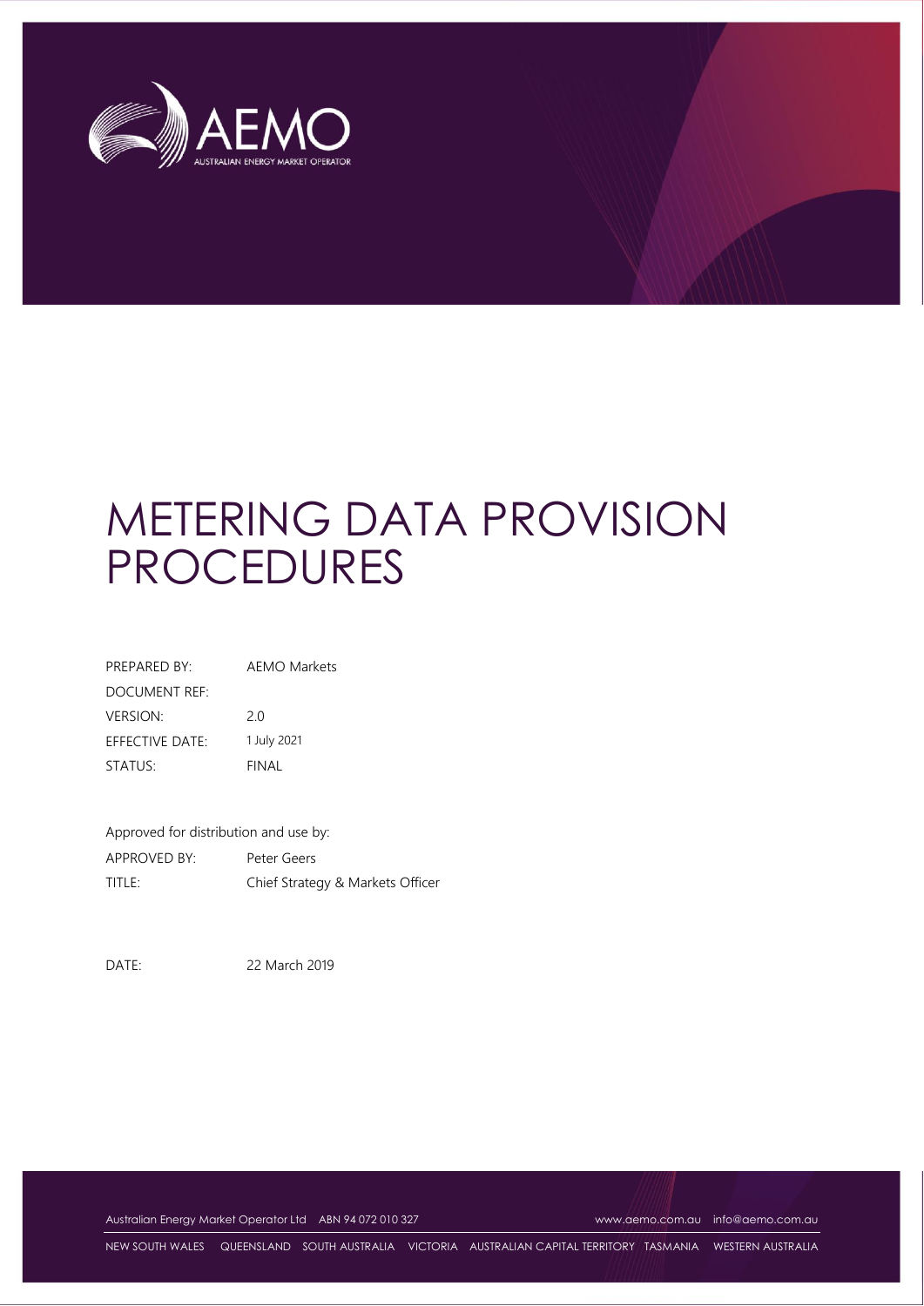# METERING DATA PROVISION PROCEDURES

| | |
|---|---|
| PREPARED BY: | AEMO Markets |
| DOCUMENT REF: | |
| VERSION: | 2.0 |
| EFFECTIVE DATE: | 1 July 2021 |
| STATUS: | FINAL |

Approved for distribution and use by:

| | |
|---|---|
| APPROVED BY: | Peter Geers |
| TITLE: | Chief Strategy & Markets Officer |

DATE: 22 March 2019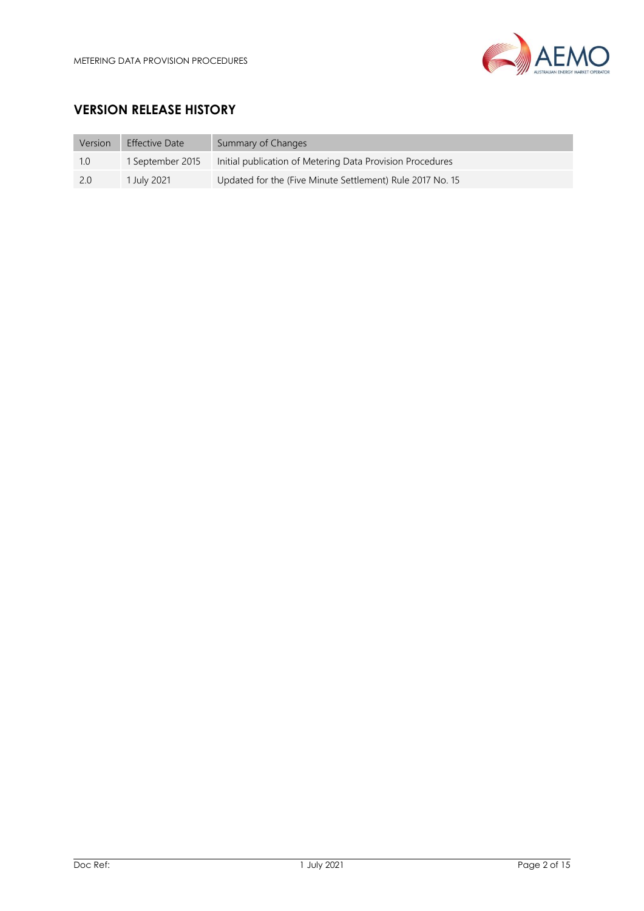## VERSION RELEASE HISTORY

| Version | Effective Date | Summary of Changes |
|---|---|---|
| 1.0 | 1 September 2015 | Initial publication of Metering Data Provision Procedures |
| 2.0 | 1 July 2021 | Updated for the (Five Minute Settlement) Rule 2017 No. 15 |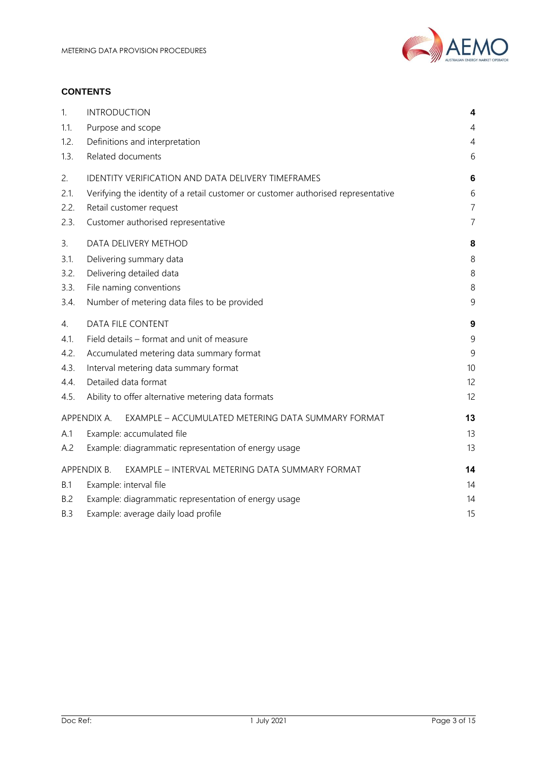**CONTENTS**

| | | |
|---|---|---|
| 1. | INTRODUCTION | **4** |
| 1.1. | Purpose and scope | 4 |
| 1.2. | Definitions and interpretation | 4 |
| 1.3. | Related documents | 6 |
| 2. | IDENTITY VERIFICATION AND DATA DELIVERY TIMEFRAMES | **6** |
| 2.1. | Verifying the identity of a retail customer or customer authorised representative | 6 |
| 2.2. | Retail customer request | 7 |
| 2.3. | Customer authorised representative | 7 |
| 3. | DATA DELIVERY METHOD | **8** |
| 3.1. | Delivering summary data | 8 |
| 3.2. | Delivering detailed data | 8 |
| 3.3. | File naming conventions | 8 |
| 3.4. | Number of metering data files to be provided | 9 |
| 4. | DATA FILE CONTENT | **9** |
| 4.1. | Field details – format and unit of measure | 9 |
| 4.2. | Accumulated metering data summary format | 9 |
| 4.3. | Interval metering data summary format | 10 |
| 4.4. | Detailed data format | 12 |
| 4.5. | Ability to offer alternative metering data formats | 12 |
| APPENDIX A. | EXAMPLE – ACCUMULATED METERING DATA SUMMARY FORMAT | **13** |
| A.1 | Example: accumulated file | 13 |
| A.2 | Example: diagrammatic representation of energy usage | 13 |
| APPENDIX B. | EXAMPLE – INTERVAL METERING DATA SUMMARY FORMAT | **14** |
| B.1 | Example: interval file | 14 |
| B.2 | Example: diagrammatic representation of energy usage | 14 |
| B.3 | Example: average daily load profile | 15 |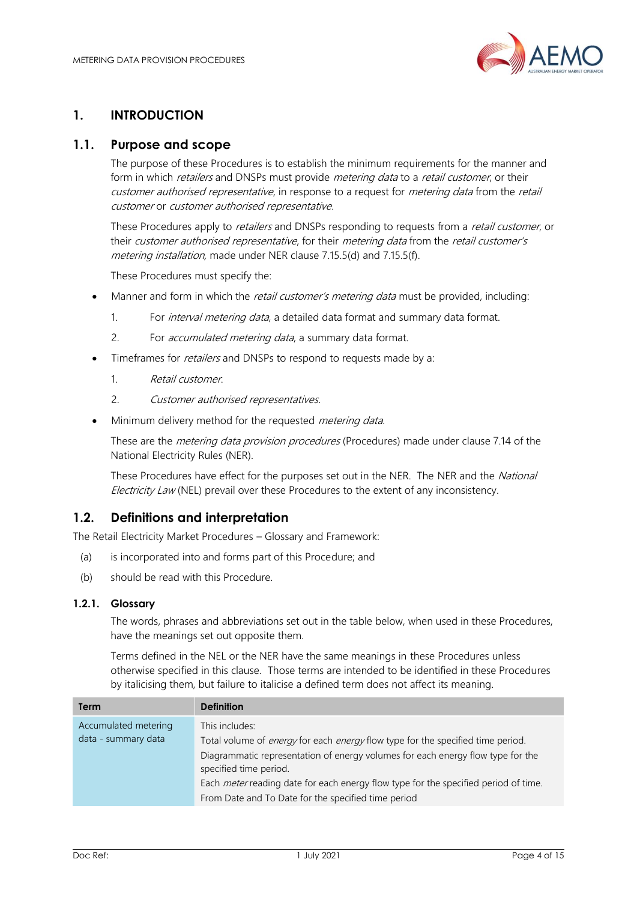# 1. INTRODUCTION

## 1.1. Purpose and scope

The purpose of these Procedures is to establish the minimum requirements for the manner and form in which *retailers* and DNSPs must provide *metering data* to a *retail customer*, or their *customer authorised representative*, in response to a request for *metering data* from the *retail customer* or *customer authorised representative*.

These Procedures apply to *retailers* and DNSPs responding to requests from a *retail customer*, or their *customer authorised representative*, for their *metering data* from the *retail customer's metering installation,* made under NER clause 7.15.5(d) and 7.15.5(f).

These Procedures must specify the:

- Manner and form in which the *retail customer's metering data* must be provided, including:
  1. For *interval metering data*, a detailed data format and summary data format.
  2. For *accumulated metering data*, a summary data format.
- Timeframes for *retailers* and DNSPs to respond to requests made by a:
  1. *Retail customer*.
  2. *Customer authorised representatives*.
- Minimum delivery method for the requested *metering data*.

These are the *metering data provision procedures* (Procedures) made under clause 7.14 of the National Electricity Rules (NER).

These Procedures have effect for the purposes set out in the NER. The NER and the *National Electricity Law* (NEL) prevail over these Procedures to the extent of any inconsistency.

## 1.2. Definitions and interpretation

The Retail Electricity Market Procedures – Glossary and Framework:

(a) is incorporated into and forms part of this Procedure; and

(b) should be read with this Procedure.

### 1.2.1. Glossary

The words, phrases and abbreviations set out in the table below, when used in these Procedures, have the meanings set out opposite them.

Terms defined in the NEL or the NER have the same meanings in these Procedures unless otherwise specified in this clause. Those terms are intended to be identified in these Procedures by italicising them, but failure to italicise a defined term does not affect its meaning.

| Term | Definition |
| --- | --- |
| Accumulated metering data - summary data | This includes:<br>Total volume of *energy* for each *energy* flow type for the specified time period.<br>Diagrammatic representation of energy volumes for each energy flow type for the specified time period.<br>Each *meter* reading date for each energy flow type for the specified period of time.<br>From Date and To Date for the specified time period |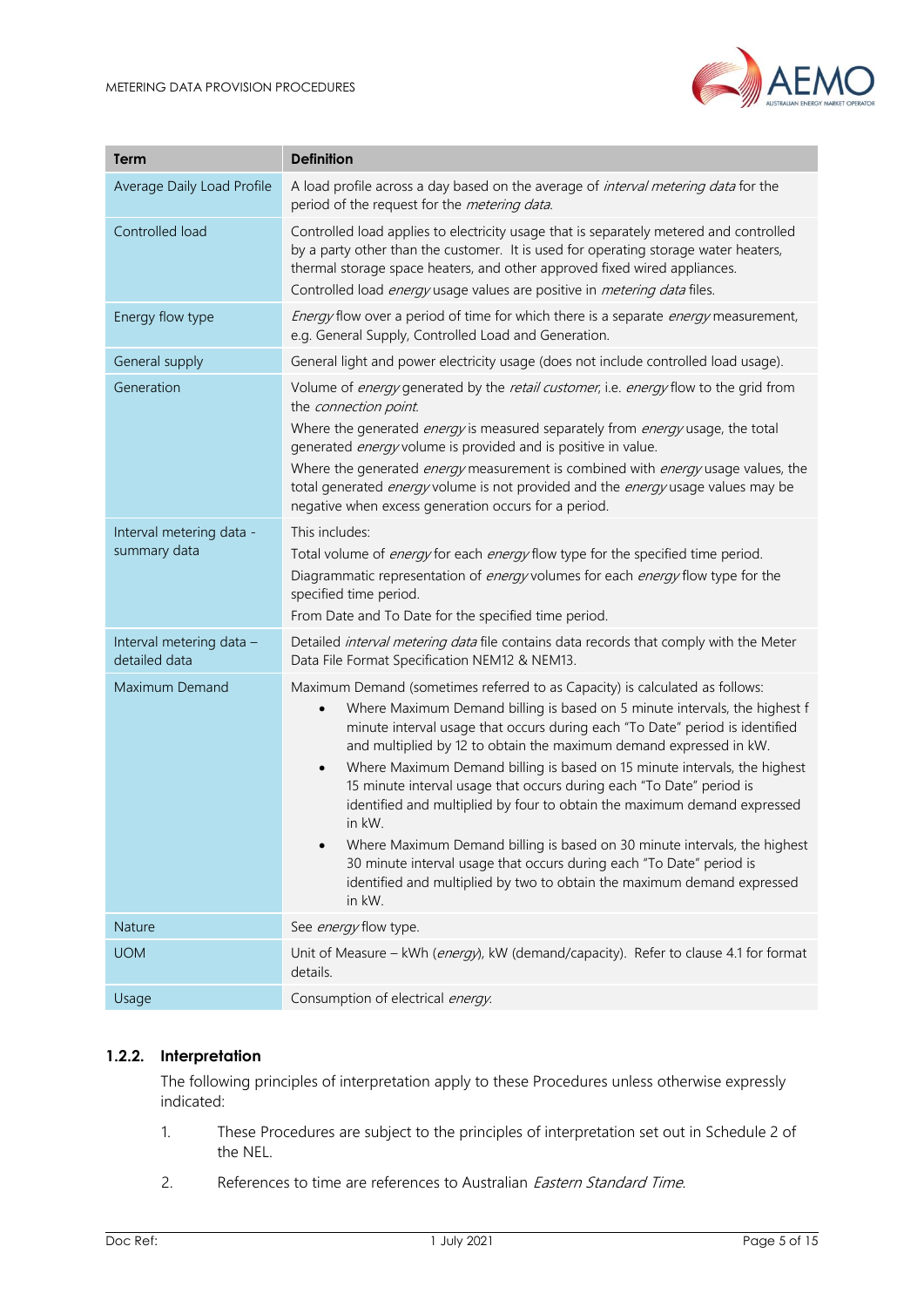| Term | Definition |
|---|---|
| Average Daily Load Profile | A load profile across a day based on the average of *interval metering data* for the period of the request for the *metering data*. |
| Controlled load | Controlled load applies to electricity usage that is separately metered and controlled by a party other than the customer. It is used for operating storage water heaters, thermal storage space heaters, and other approved fixed wired appliances.<br>Controlled load *energy* usage values are positive in *metering data* files. |
| Energy flow type | *Energy* flow over a period of time for which there is a separate *energy* measurement, e.g. General Supply, Controlled Load and Generation. |
| General supply | General light and power electricity usage (does not include controlled load usage). |
| Generation | Volume of *energy* generated by the *retail customer*, i.e. *energy* flow to the grid from the *connection point*.<br>Where the generated *energy* is measured separately from *energy* usage, the total generated *energy* volume is provided and is positive in value.<br>Where the generated *energy* measurement is combined with *energy* usage values, the total generated *energy* volume is not provided and the *energy* usage values may be negative when excess generation occurs for a period. |
| Interval metering data - summary data | This includes:<br>Total volume of *energy* for each *energy* flow type for the specified time period.<br>Diagrammatic representation of *energy* volumes for each *energy* flow type for the specified time period.<br>From Date and To Date for the specified time period. |
| Interval metering data – detailed data | Detailed *interval metering data* file contains data records that comply with the Meter Data File Format Specification NEM12 & NEM13. |
| Maximum Demand | Maximum Demand (sometimes referred to as Capacity) is calculated as follows:<br>• Where Maximum Demand billing is based on 5 minute intervals, the highest f minute interval usage that occurs during each "To Date" period is identified and multiplied by 12 to obtain the maximum demand expressed in kW.<br>• Where Maximum Demand billing is based on 15 minute intervals, the highest 15 minute interval usage that occurs during each "To Date" period is identified and multiplied by four to obtain the maximum demand expressed in kW.<br>• Where Maximum Demand billing is based on 30 minute intervals, the highest 30 minute interval usage that occurs during each "To Date" period is identified and multiplied by two to obtain the maximum demand expressed in kW. |
| Nature | See *energy* flow type. |
| UOM | Unit of Measure – kWh (*energy*), kW (demand/capacity). Refer to clause 4.1 for format details. |
| Usage | Consumption of electrical *energy*. |

### 1.2.2. Interpretation

The following principles of interpretation apply to these Procedures unless otherwise expressly indicated:

1. These Procedures are subject to the principles of interpretation set out in Schedule 2 of the NEL.
2. References to time are references to Australian *Eastern Standard Time*.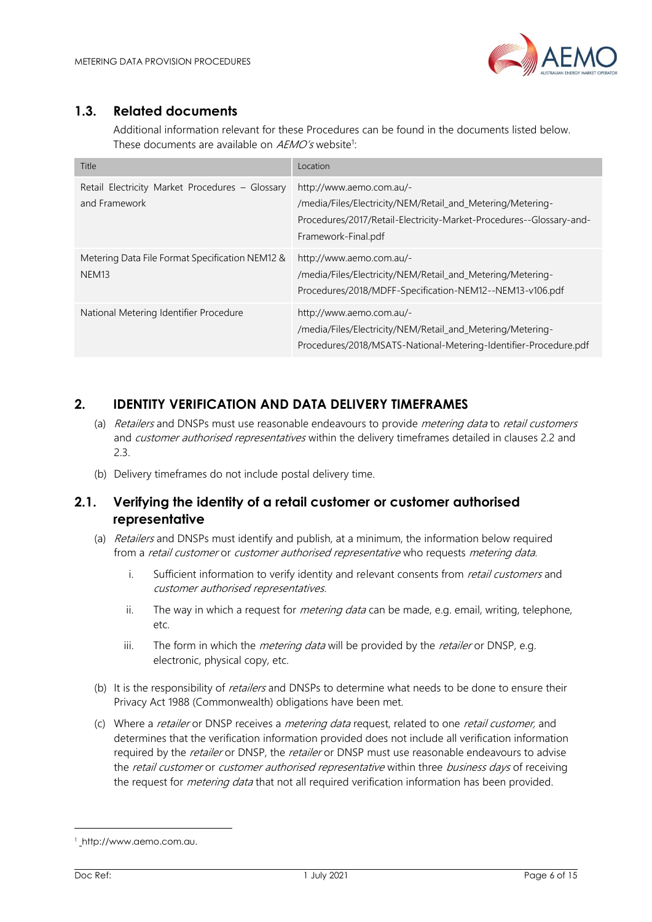## 1.3. Related documents

Additional information relevant for these Procedures can be found in the documents listed below. These documents are available on *AEMO's* website[1]:

| Title | Location |
| --- | --- |
| Retail Electricity Market Procedures – Glossary and Framework | http://www.aemo.com.au/-/media/Files/Electricity/NEM/Retail_and_Metering/Metering-Procedures/2017/Retail-Electricity-Market-Procedures--Glossary-and-Framework-Final.pdf |
| Metering Data File Format Specification NEM12 & NEM13 | http://www.aemo.com.au/-/media/Files/Electricity/NEM/Retail_and_Metering/Metering-Procedures/2018/MDFF-Specification-NEM12--NEM13-v106.pdf |
| National Metering Identifier Procedure | http://www.aemo.com.au/-/media/Files/Electricity/NEM/Retail_and_Metering/Metering-Procedures/2018/MSATS-National-Metering-Identifier-Procedure.pdf |

# 2. IDENTITY VERIFICATION AND DATA DELIVERY TIMEFRAMES

(a) *Retailers* and DNSPs must use reasonable endeavours to provide *metering data* to *retail customers* and *customer authorised representatives* within the delivery timeframes detailed in clauses 2.2 and 2.3.

(b) Delivery timeframes do not include postal delivery time.

## 2.1. Verifying the identity of a retail customer or customer authorised representative

(a) *Retailers* and DNSPs must identify and publish, at a minimum, the information below required from a *retail customer* or *customer authorised representative* who requests *metering data.*

i. Sufficient information to verify identity and relevant consents from *retail customers* and *customer authorised representatives.*

ii. The way in which a request for *metering data* can be made, e.g. email, writing, telephone, etc.

iii. The form in which the *metering data* will be provided by the *retailer* or DNSP, e.g. electronic, physical copy, etc.

(b) It is the responsibility of *retailers* and DNSPs to determine what needs to be done to ensure their Privacy Act 1988 (Commonwealth) obligations have been met.

(c) Where a *retailer* or DNSP receives a *metering data* request, related to one *retail customer,* and determines that the verification information provided does not include all verification information required by the *retailer* or DNSP, the *retailer* or DNSP must use reasonable endeavours to advise the *retail customer* or *customer authorised representative* within three *business days* of receiving the request for *metering data* that not all required verification information has been provided.

[1] http://www.aemo.com.au.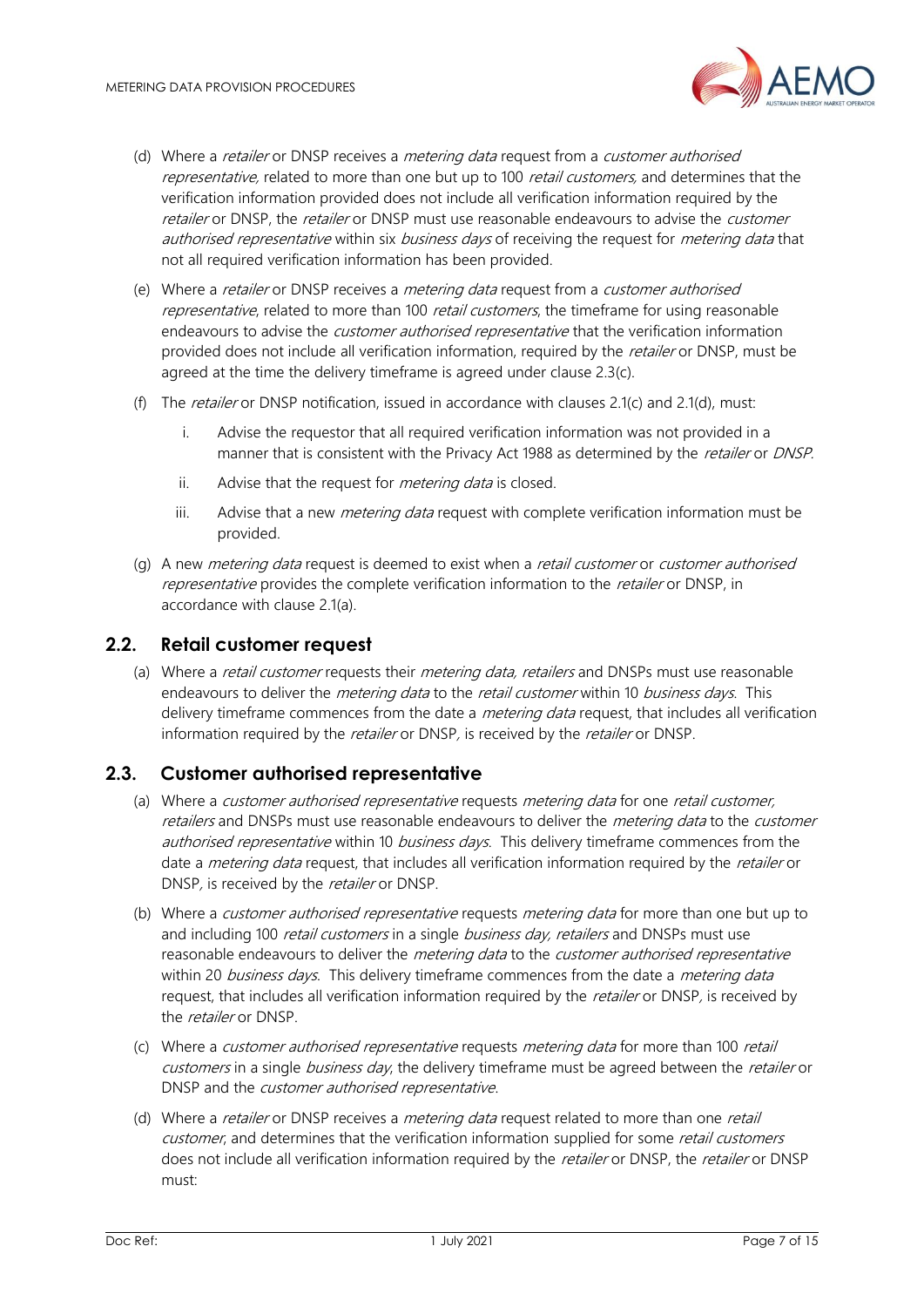(d) Where a *retailer* or DNSP receives a *metering data* request from a *customer authorised representative,* related to more than one but up to 100 *retail customers,* and determines that the verification information provided does not include all verification information required by the *retailer* or DNSP, the *retailer* or DNSP must use reasonable endeavours to advise the *customer authorised representative* within six *business days* of receiving the request for *metering data* that not all required verification information has been provided.

(e) Where a *retailer* or DNSP receives a *metering data* request from a *customer authorised representative*, related to more than 100 *retail customers*, the timeframe for using reasonable endeavours to advise the *customer authorised representative* that the verification information provided does not include all verification information, required by the *retailer* or DNSP, must be agreed at the time the delivery timeframe is agreed under clause 2.3(c).

(f) The *retailer* or DNSP notification, issued in accordance with clauses 2.1(c) and 2.1(d), must:

   i. Advise the requestor that all required verification information was not provided in a manner that is consistent with the Privacy Act 1988 as determined by the *retailer* or *DNSP.*

   ii. Advise that the request for *metering data* is closed.

   iii. Advise that a new *metering data* request with complete verification information must be provided.

(g) A new *metering data* request is deemed to exist when a *retail customer* or *customer authorised representative* provides the complete verification information to the *retailer* or DNSP, in accordance with clause 2.1(a).

## 2.2. Retail customer request

(a) Where a *retail customer* requests their *metering data, retailers* and DNSPs must use reasonable endeavours to deliver the *metering data* to the *retail customer* within 10 *business days*. This delivery timeframe commences from the date a *metering data* request, that includes all verification information required by the *retailer* or DNSP*,* is received by the *retailer* or DNSP.

## 2.3. Customer authorised representative

(a) Where a *customer authorised representative* requests *metering data* for one *retail customer, retailers* and DNSPs must use reasonable endeavours to deliver the *metering data* to the *customer authorised representative* within 10 *business days*. This delivery timeframe commences from the date a *metering data* request, that includes all verification information required by the *retailer* or DNSP*,* is received by the *retailer* or DNSP.

(b) Where a *customer authorised representative* requests *metering data* for more than one but up to and including 100 *retail customers* in a single *business day, retailers* and DNSPs must use reasonable endeavours to deliver the *metering data* to the *customer authorised representative* within 20 *business days.* This delivery timeframe commences from the date a *metering data* request, that includes all verification information required by the *retailer* or DNSP*,* is received by the *retailer* or DNSP.

(c) Where a *customer authorised representative* requests *metering data* for more than 100 *retail customers* in a single *business day*, the delivery timeframe must be agreed between the *retailer* or DNSP and the *customer authorised representative.*

(d) Where a *retailer* or DNSP receives a *metering data* request related to more than one *retail customer*, and determines that the verification information supplied for some *retail customers* does not include all verification information required by the *retailer* or DNSP, the *retailer* or DNSP must: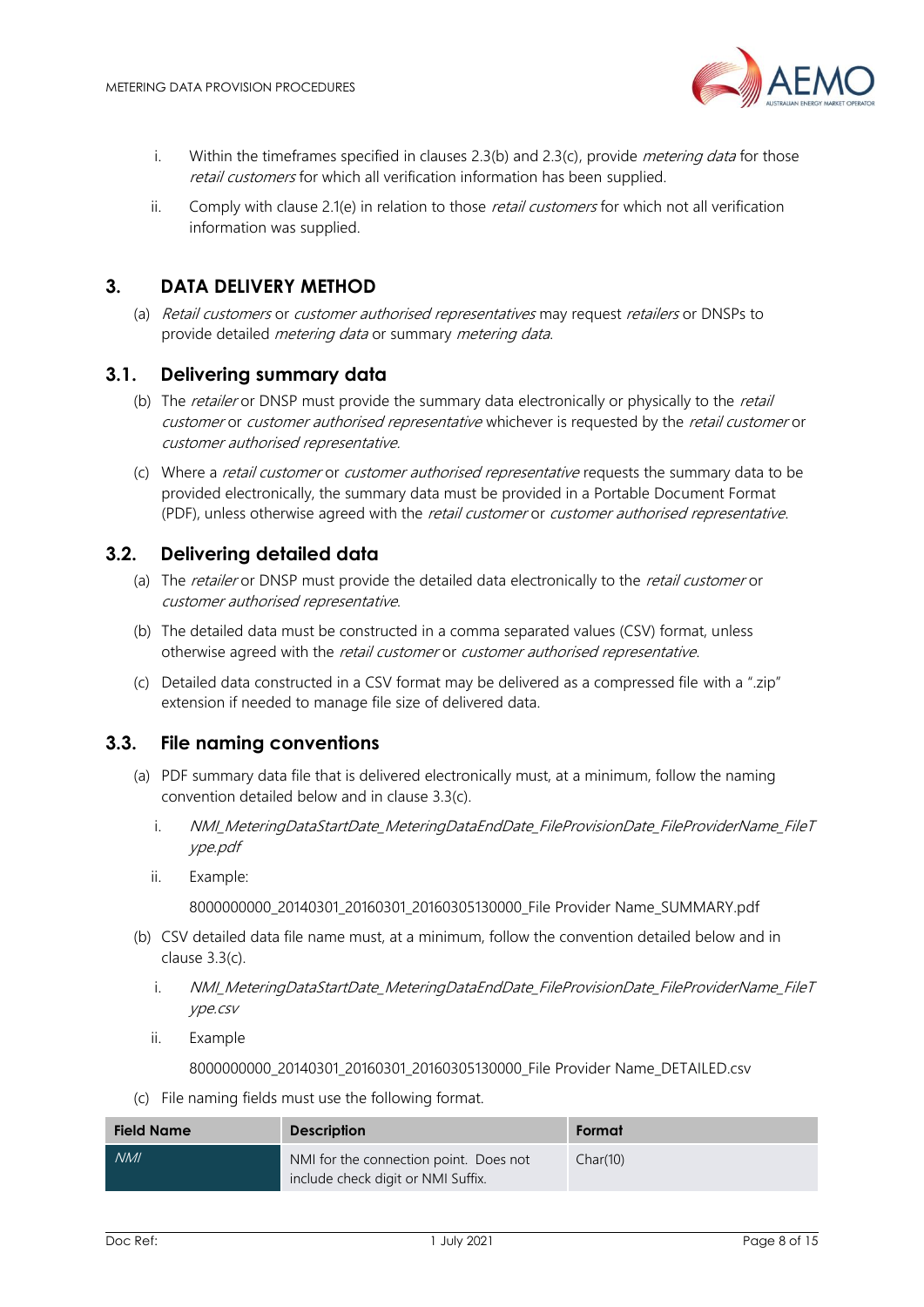i. Within the timeframes specified in clauses 2.3(b) and 2.3(c), provide *metering data* for those *retail customers* for which all verification information has been supplied.

ii. Comply with clause 2.1(e) in relation to those *retail customers* for which not all verification information was supplied.

## 3. DATA DELIVERY METHOD

(a) *Retail customers* or *customer authorised representatives* may request *retailers* or DNSPs to provide detailed *metering data* or summary *metering data*.

### 3.1. Delivering summary data

(b) The *retailer* or DNSP must provide the summary data electronically or physically to the *retail customer* or *customer authorised representative* whichever is requested by the *retail customer* or *customer authorised representative*.

(c) Where a *retail customer* or *customer authorised representative* requests the summary data to be provided electronically, the summary data must be provided in a Portable Document Format (PDF), unless otherwise agreed with the *retail customer* or *customer authorised representative*.

### 3.2. Delivering detailed data

(a) The *retailer* or DNSP must provide the detailed data electronically to the *retail customer* or *customer authorised representative*.

(b) The detailed data must be constructed in a comma separated values (CSV) format, unless otherwise agreed with the *retail customer* or *customer authorised representative*.

(c) Detailed data constructed in a CSV format may be delivered as a compressed file with a ".zip" extension if needed to manage file size of delivered data.

### 3.3. File naming conventions

(a) PDF summary data file that is delivered electronically must, at a minimum, follow the naming convention detailed below and in clause 3.3(c).

i. *NMI_MeteringDataStartDate_MeteringDataEndDate_FileProvisionDate_FileProviderName_FileType.pdf*

ii. Example:

8000000000_20140301_20160301_20160305130000_File Provider Name_SUMMARY.pdf

(b) CSV detailed data file name must, at a minimum, follow the convention detailed below and in clause 3.3(c).

i. *NMI_MeteringDataStartDate_MeteringDataEndDate_FileProvisionDate_FileProviderName_FileType.csv*

ii. Example

8000000000_20140301_20160301_20160305130000_File Provider Name_DETAILED.csv

(c) File naming fields must use the following format.

| Field Name | Description | Format |
|---|---|---|
| *NMI* | NMI for the connection point. Does not include check digit or NMI Suffix. | Char(10) |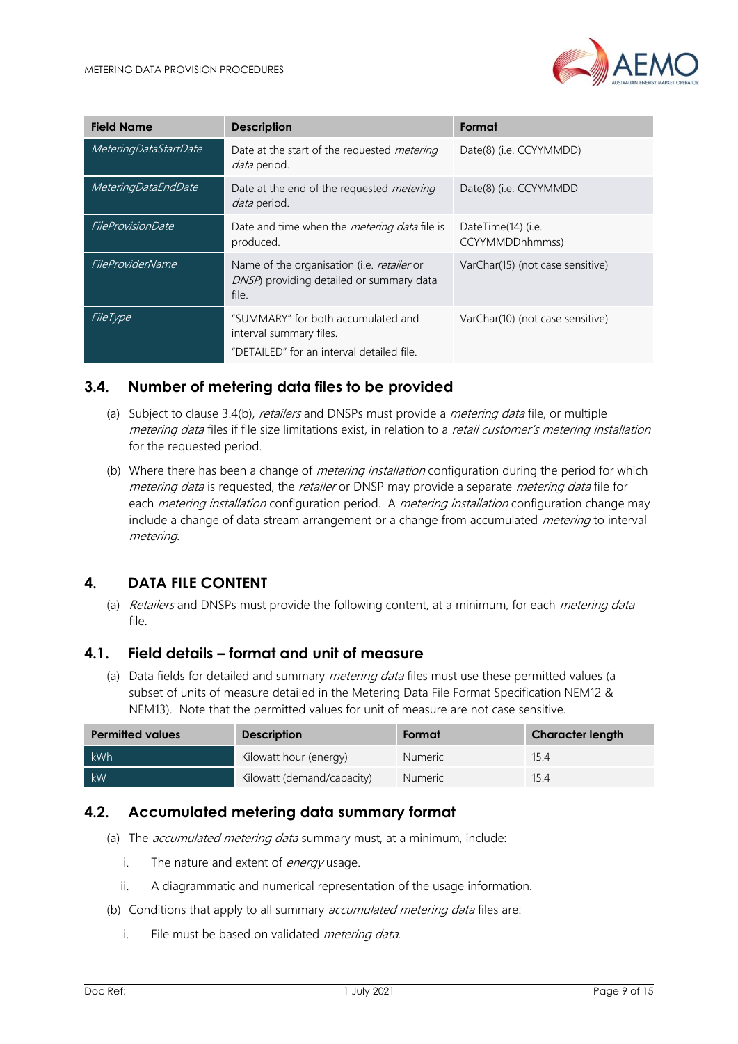| Field Name | Description | Format |
| --- | --- | --- |
| *MeteringDataStartDate* | Date at the start of the requested *metering data* period. | Date(8) (i.e. CCYYMMDD) |
| *MeteringDataEndDate* | Date at the end of the requested *metering data* period. | Date(8) (i.e. CCYYMMDD |
| *FileProvisionDate* | Date and time when the *metering data* file is produced. | DateTime(14) (i.e. CCYYMMDDhhmmss) |
| *FileProviderName* | Name of the organisation (i.e. *retailer* or *DNSP*) providing detailed or summary data file. | VarChar(15) (not case sensitive) |
| *FileType* | "SUMMARY" for both accumulated and interval summary files. "DETAILED" for an interval detailed file. | VarChar(10) (not case sensitive) |

### 3.4. Number of metering data files to be provided

(a) Subject to clause 3.4(b), *retailers* and DNSPs must provide a *metering data* file, or multiple *metering data* files if file size limitations exist, in relation to a *retail customer's metering installation* for the requested period.

(b) Where there has been a change of *metering installation* configuration during the period for which *metering data* is requested, the *retailer* or DNSP may provide a separate *metering data* file for each *metering installation* configuration period. A *metering installation* configuration change may include a change of data stream arrangement or a change from accumulated *metering* to interval *metering*.

## 4. DATA FILE CONTENT

(a) *Retailers* and DNSPs must provide the following content, at a minimum, for each *metering data* file.

### 4.1. Field details – format and unit of measure

(a) Data fields for detailed and summary *metering data* files must use these permitted values (a subset of units of measure detailed in the Metering Data File Format Specification NEM12 & NEM13). Note that the permitted values for unit of measure are not case sensitive.

| Permitted values | Description | Format | Character length |
| --- | --- | --- | --- |
| kWh | Kilowatt hour (energy) | Numeric | 15.4 |
| kW | Kilowatt (demand/capacity) | Numeric | 15.4 |

### 4.2. Accumulated metering data summary format

(a) The *accumulated metering data* summary must, at a minimum, include:

i. The nature and extent of *energy* usage.

ii. A diagrammatic and numerical representation of the usage information.

(b) Conditions that apply to all summary *accumulated metering data* files are:

i. File must be based on validated *metering data*.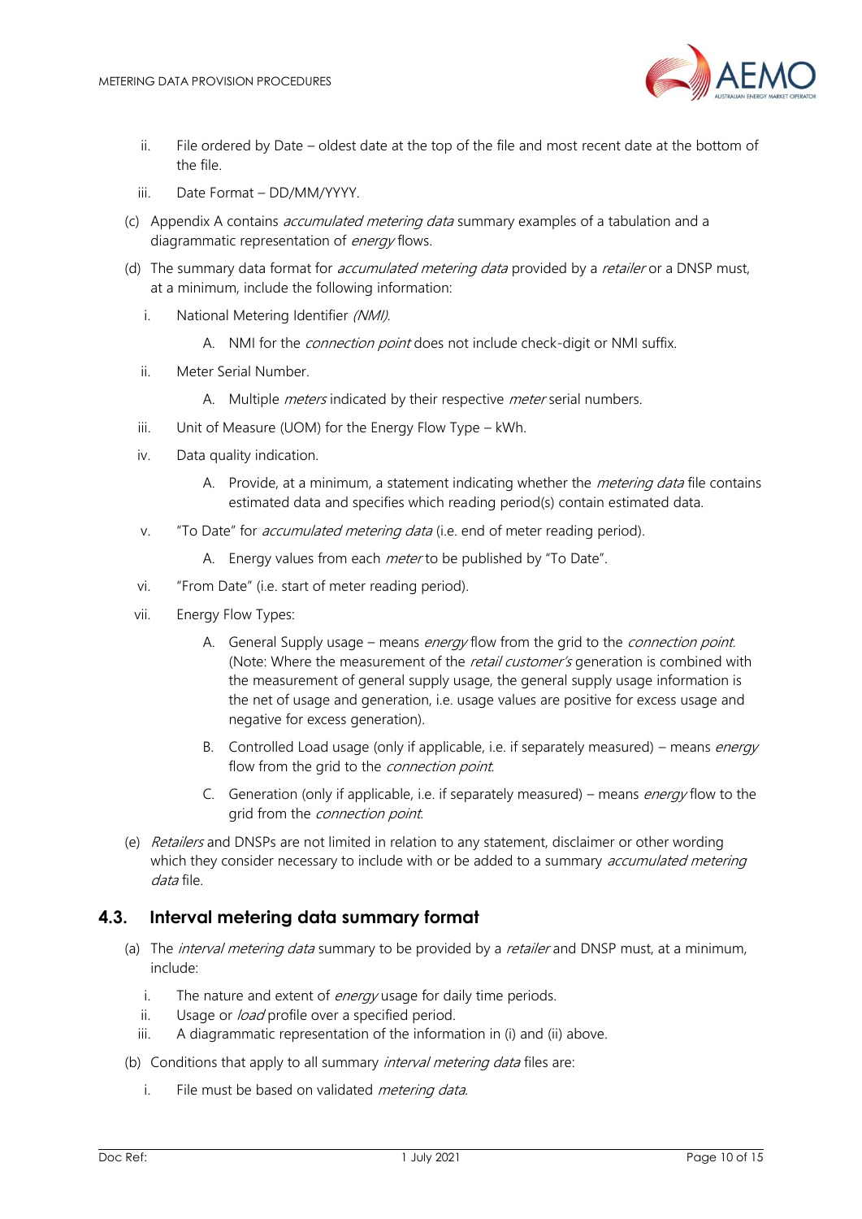ii. File ordered by Date – oldest date at the top of the file and most recent date at the bottom of the file.

iii. Date Format – DD/MM/YYYY.

(c) Appendix A contains *accumulated metering data* summary examples of a tabulation and a diagrammatic representation of *energy* flows.

(d) The summary data format for *accumulated metering data* provided by a *retailer* or a DNSP must, at a minimum, include the following information:

i. National Metering Identifier *(NMI).*

A. NMI for the *connection point* does not include check-digit or NMI suffix.

ii. Meter Serial Number.

A. Multiple *meters* indicated by their respective *meter* serial numbers.

iii. Unit of Measure (UOM) for the Energy Flow Type – kWh.

iv. Data quality indication.

A. Provide, at a minimum, a statement indicating whether the *metering data* file contains estimated data and specifies which reading period(s) contain estimated data.

v. "To Date" for *accumulated metering data* (i.e. end of meter reading period).

A. Energy values from each *meter* to be published by "To Date".

vi. "From Date" (i.e. start of meter reading period).

vii. Energy Flow Types:

A. General Supply usage – means *energy* flow from the grid to the *connection point*. (Note: Where the measurement of the *retail customer's* generation is combined with the measurement of general supply usage, the general supply usage information is the net of usage and generation, i.e. usage values are positive for excess usage and negative for excess generation).

B. Controlled Load usage (only if applicable, i.e. if separately measured) – means *energy* flow from the grid to the *connection point*.

C. Generation (only if applicable, i.e. if separately measured) – means *energy* flow to the grid from the *connection point*.

(e) *Retailers* and DNSPs are not limited in relation to any statement, disclaimer or other wording which they consider necessary to include with or be added to a summary *accumulated metering data* file.

## 4.3. Interval metering data summary format

(a) The *interval metering data* summary to be provided by a *retailer* and DNSP must, at a minimum, include:

i. The nature and extent of *energy* usage for daily time periods.

ii. Usage or *load* profile over a specified period.

iii. A diagrammatic representation of the information in (i) and (ii) above.

(b) Conditions that apply to all summary *interval metering data* files are:

i. File must be based on validated *metering data*.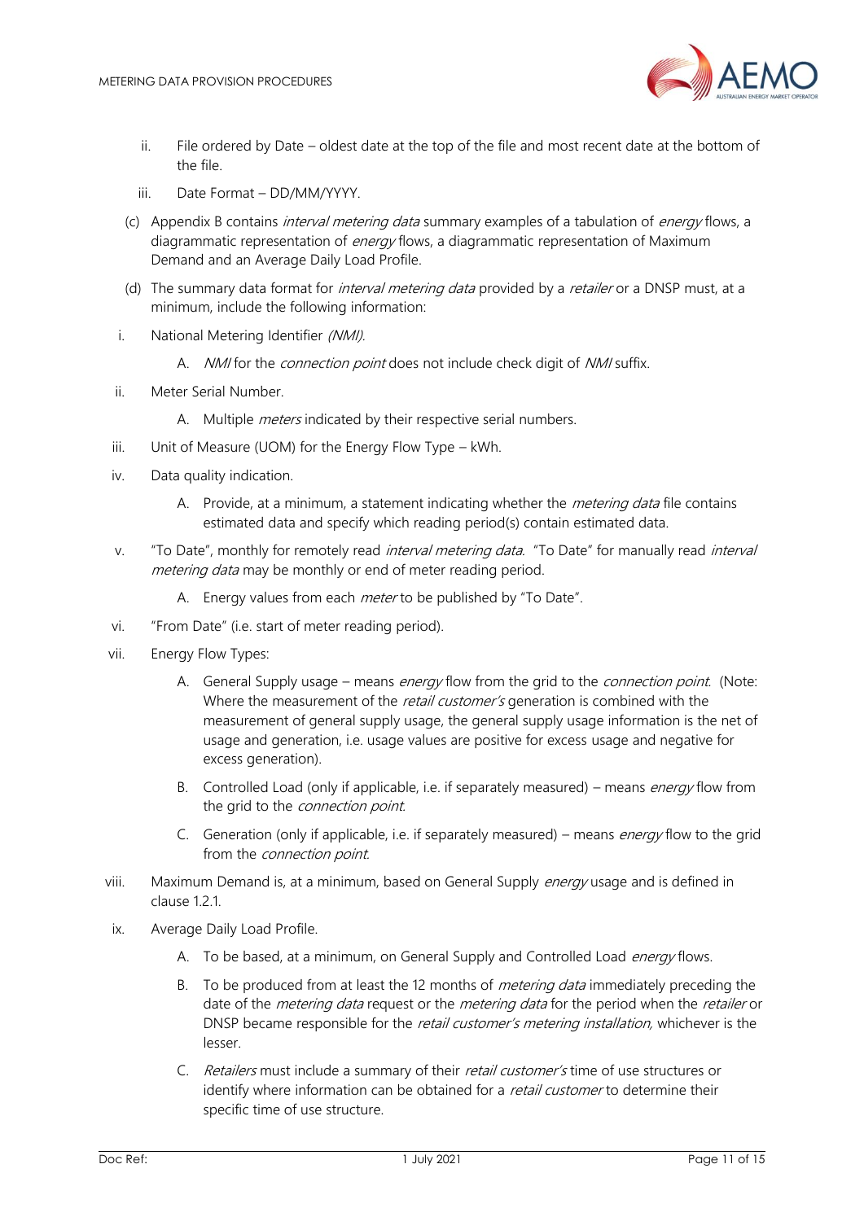ii. File ordered by Date – oldest date at the top of the file and most recent date at the bottom of the file.

iii. Date Format – DD/MM/YYYY.

(c) Appendix B contains *interval metering data* summary examples of a tabulation of *energy* flows, a diagrammatic representation of *energy* flows, a diagrammatic representation of Maximum Demand and an Average Daily Load Profile.

(d) The summary data format for *interval metering data* provided by a *retailer* or a DNSP must, at a minimum, include the following information:

i. National Metering Identifier *(NMI).*

  A. *NMI* for the *connection point* does not include check digit of *NMI* suffix.

ii. Meter Serial Number.

  A. Multiple *meters* indicated by their respective serial numbers.

iii. Unit of Measure (UOM) for the Energy Flow Type – kWh.

iv. Data quality indication.

  A. Provide, at a minimum, a statement indicating whether the *metering data* file contains estimated data and specify which reading period(s) contain estimated data.

v. "To Date", monthly for remotely read *interval metering data*. "To Date" for manually read *interval metering data* may be monthly or end of meter reading period.

  A. Energy values from each *meter* to be published by "To Date".

vi. "From Date" (i.e. start of meter reading period).

vii. Energy Flow Types:

  A. General Supply usage – means *energy* flow from the grid to the *connection point*. (Note: Where the measurement of the *retail customer's* generation is combined with the measurement of general supply usage, the general supply usage information is the net of usage and generation, i.e. usage values are positive for excess usage and negative for excess generation).

  B. Controlled Load (only if applicable, i.e. if separately measured) – means *energy* flow from the grid to the *connection point.*

  C. Generation (only if applicable, i.e. if separately measured) – means *energy* flow to the grid from the *connection point.*

viii. Maximum Demand is, at a minimum, based on General Supply *energy* usage and is defined in clause 1.2.1.

ix. Average Daily Load Profile.

  A. To be based, at a minimum, on General Supply and Controlled Load *energy* flows.

  B. To be produced from at least the 12 months of *metering data* immediately preceding the date of the *metering data* request or the *metering data* for the period when the *retailer* or DNSP became responsible for the *retail customer's metering installation,* whichever is the lesser.

  C. *Retailers* must include a summary of their *retail customer's* time of use structures or identify where information can be obtained for a *retail customer* to determine their specific time of use structure.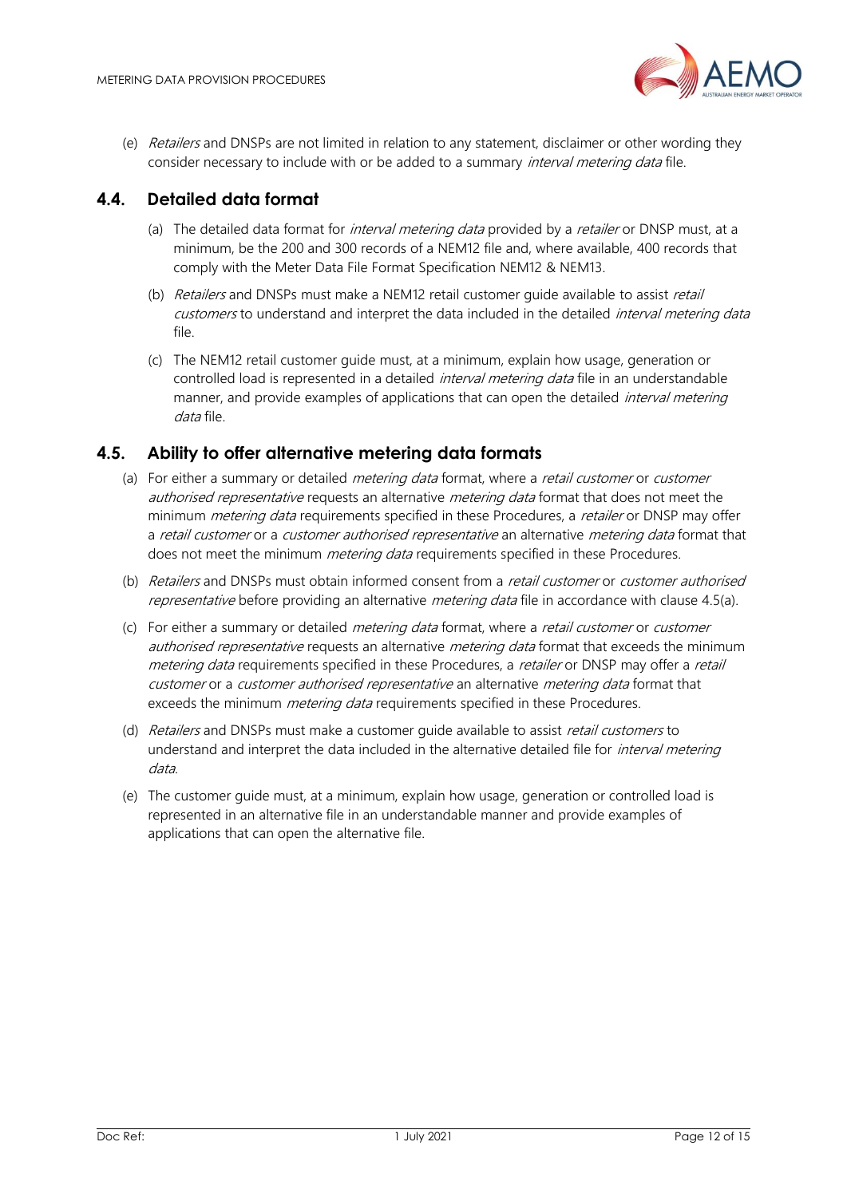(e) *Retailers* and DNSPs are not limited in relation to any statement, disclaimer or other wording they consider necessary to include with or be added to a summary *interval metering data* file.

## 4.4. Detailed data format

(a) The detailed data format for *interval metering data* provided by a *retailer* or DNSP must, at a minimum, be the 200 and 300 records of a NEM12 file and, where available, 400 records that comply with the Meter Data File Format Specification NEM12 & NEM13.

(b) *Retailers* and DNSPs must make a NEM12 retail customer guide available to assist *retail customers* to understand and interpret the data included in the detailed *interval metering data* file.

(c) The NEM12 retail customer guide must, at a minimum, explain how usage, generation or controlled load is represented in a detailed *interval metering data* file in an understandable manner, and provide examples of applications that can open the detailed *interval metering data* file.

## 4.5. Ability to offer alternative metering data formats

(a) For either a summary or detailed *metering data* format, where a *retail customer* or *customer authorised representative* requests an alternative *metering data* format that does not meet the minimum *metering data* requirements specified in these Procedures, a *retailer* or DNSP may offer a *retail customer* or a *customer authorised representative* an alternative *metering data* format that does not meet the minimum *metering data* requirements specified in these Procedures.

(b) *Retailers* and DNSPs must obtain informed consent from a *retail customer* or *customer authorised representative* before providing an alternative *metering data* file in accordance with clause 4.5(a).

(c) For either a summary or detailed *metering data* format, where a *retail customer* or *customer authorised representative* requests an alternative *metering data* format that exceeds the minimum *metering data* requirements specified in these Procedures, a *retailer* or DNSP may offer a *retail customer* or a *customer authorised representative* an alternative *metering data* format that exceeds the minimum *metering data* requirements specified in these Procedures.

(d) *Retailers* and DNSPs must make a customer guide available to assist *retail customers* to understand and interpret the data included in the alternative detailed file for *interval metering data.*

(e) The customer guide must, at a minimum, explain how usage, generation or controlled load is represented in an alternative file in an understandable manner and provide examples of applications that can open the alternative file.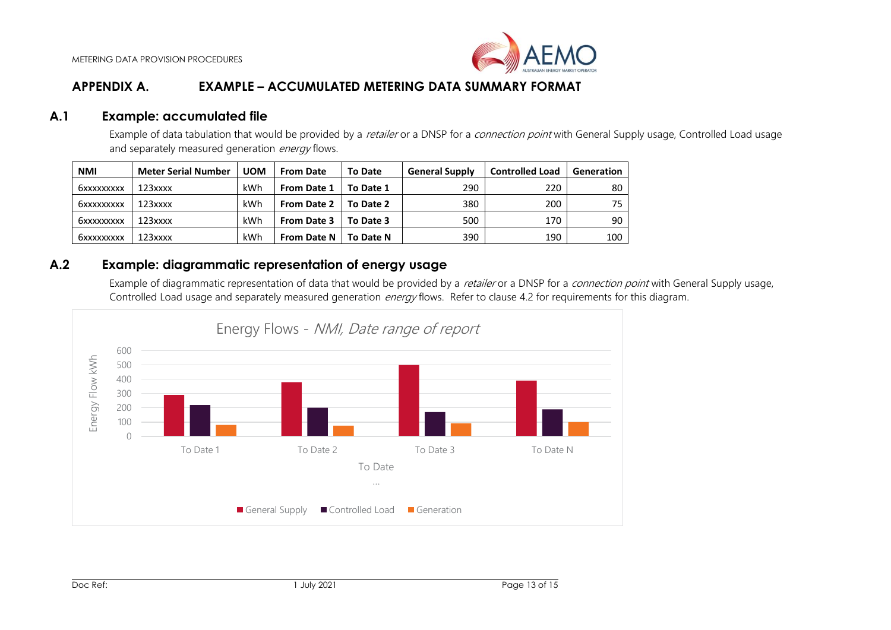# APPENDIX A. EXAMPLE – ACCUMULATED METERING DATA SUMMARY FORMAT

## A.1 Example: accumulated file

Example of data tabulation that would be provided by a *retailer* or a DNSP for a *connection point* with General Supply usage, Controlled Load usage and separately measured generation *energy* flows.

| NMI | Meter Serial Number | UOM | From Date | To Date | General Supply | Controlled Load | Generation |
|---|---|---|---|---|---|---|---|
| 6xxxxxxxxx | 123xxxx | kWh | **From Date 1** | **To Date 1** | 290 | 220 | 80 |
| 6xxxxxxxxx | 123xxxx | kWh | **From Date 2** | **To Date 2** | 380 | 200 | 75 |
| 6xxxxxxxxx | 123xxxx | kWh | **From Date 3** | **To Date 3** | 500 | 170 | 90 |
| 6xxxxxxxxx | 123xxxx | kWh | **From Date N** | **To Date N** | 390 | 190 | 100 |

## A.2 Example: diagrammatic representation of energy usage

Example of diagrammatic representation of data that would be provided by a *retailer* or a DNSP for a *connection point* with General Supply usage, Controlled Load usage and separately measured generation *energy* flows. Refer to clause 4.2 for requirements for this diagram.

Energy Flows - *NMI, Date range of report*

| To Date | General Supply | Controlled Load | Generation |
|---|---|---|---|
| To Date 1 | 290 | 220 | 80 |
| To Date 2 | 380 | 200 | 75 |
| To Date 3 | 500 | 170 | 90 |
| To Date N | 390 | 190 | 100 |

Y-axis: Energy Flow kWh (0–600); X-axis: To Date …

Legend: General Supply, Controlled Load, Generation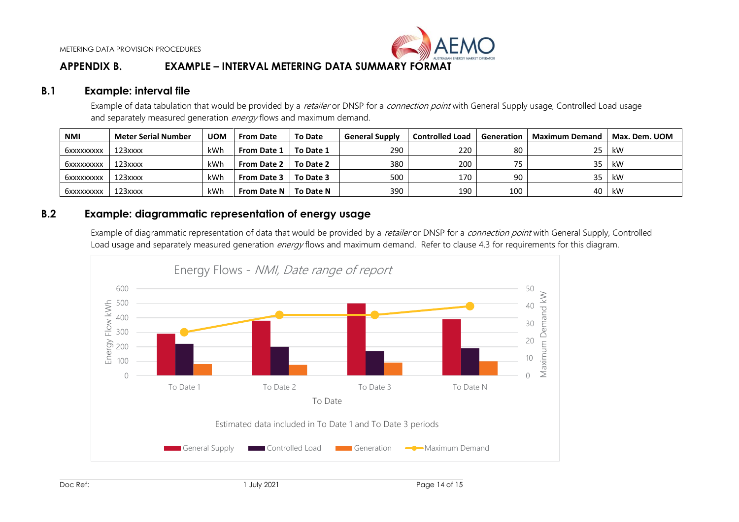# APPENDIX B. EXAMPLE – INTERVAL METERING DATA SUMMARY FORMAT

## B.1 Example: interval file

Example of data tabulation that would be provided by a *retailer* or DNSP for a *connection point* with General Supply usage, Controlled Load usage and separately measured generation *energy* flows and maximum demand.

| NMI | Meter Serial Number | UOM | From Date | To Date | General Supply | Controlled Load | Generation | Maximum Demand | Max. Dem. UOM |
|---|---|---|---|---|---|---|---|---|---|
| 6xxxxxxxxx | 123xxxx | kWh | **From Date 1** | **To Date 1** | 290 | 220 | 80 | 25 | kW |
| 6xxxxxxxxx | 123xxxx | kWh | **From Date 2** | **To Date 2** | 380 | 200 | 75 | 35 | kW |
| 6xxxxxxxxx | 123xxxx | kWh | **From Date 3** | **To Date 3** | 500 | 170 | 90 | 35 | kW |
| 6xxxxxxxxx | 123xxxx | kWh | **From Date N** | **To Date N** | 390 | 190 | 100 | 40 | kW |

## B.2 Example: diagrammatic representation of energy usage

Example of diagrammatic representation of data that would be provided by a *retailer* or DNSP for a *connection point* with General Supply, Controlled Load usage and separately measured generation *energy* flows and maximum demand. Refer to clause 4.3 for requirements for this diagram.

Energy Flows - *NMI, Date range of report*

Estimated data included in To Date 1 and To Date 3 periods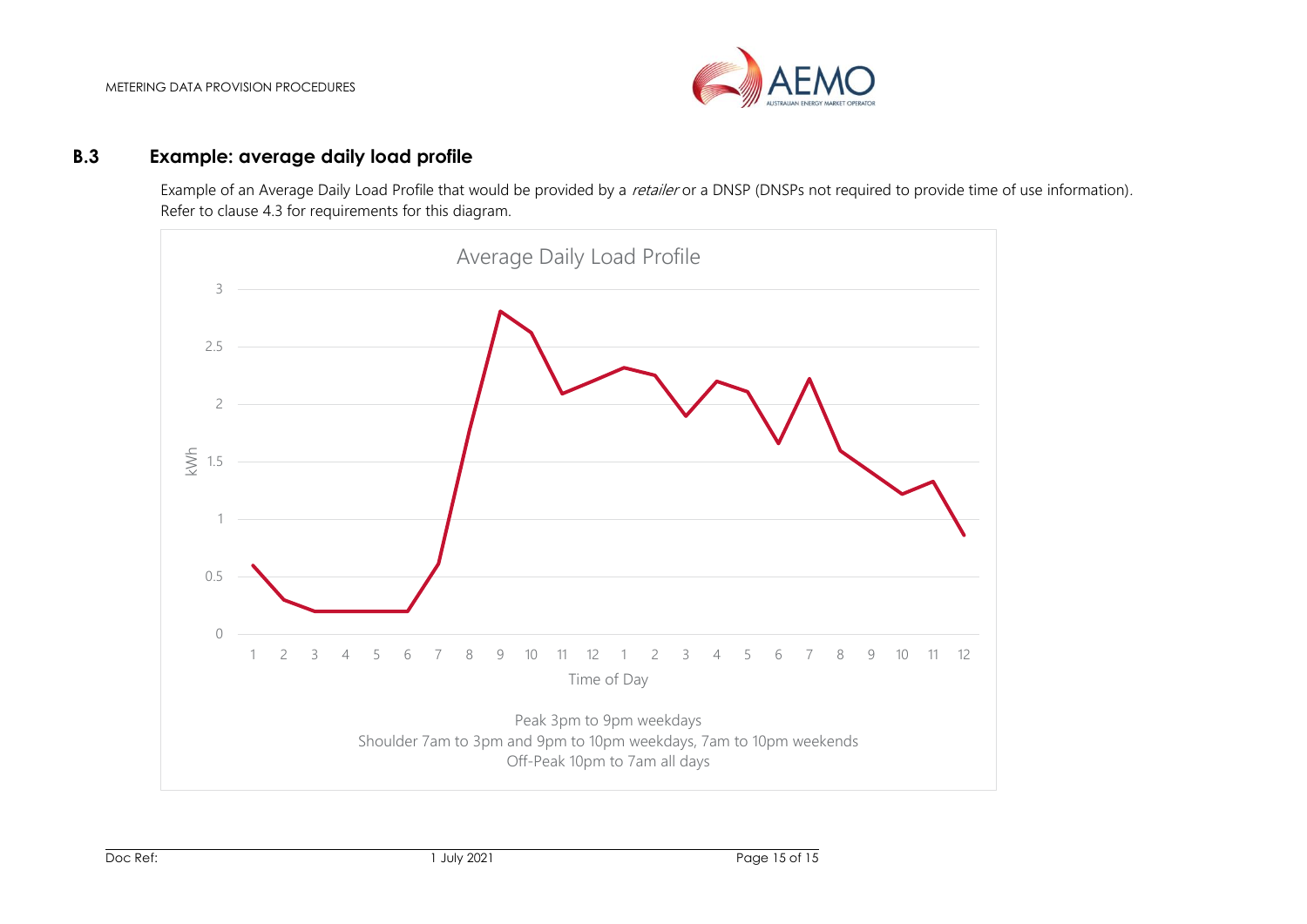## B.3 Example: average daily load profile

Example of an Average Daily Load Profile that would be provided by a *retailer* or a DNSP (DNSPs not required to provide time of use information). Refer to clause 4.3 for requirements for this diagram.

Average Daily Load Profile

kWh

3
2.5
2
1.5
1
0.5
0

1 2 3 4 5 6 7 8 9 10 11 12 1 2 3 4 5 6 7 8 9 10 11 12

Time of Day

Peak 3pm to 9pm weekdays
Shoulder 7am to 3pm and 9pm to 10pm weekdays, 7am to 10pm weekends
Off-Peak 10pm to 7am all days